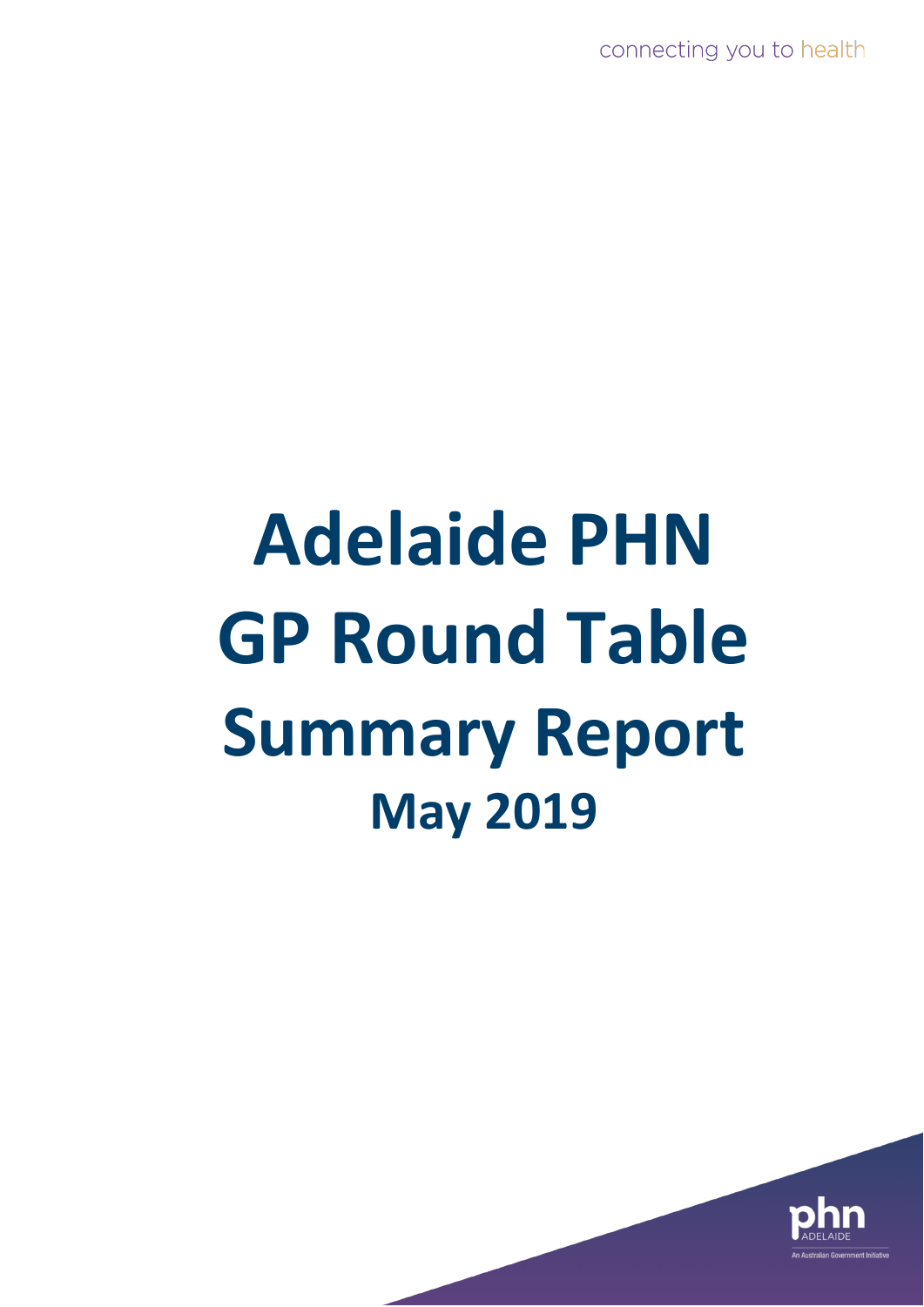connecting you to health

# Adelaide PHN GP Round Table Summary Report

## May 2019

phn ADELAIDE

An Australian Government Initiative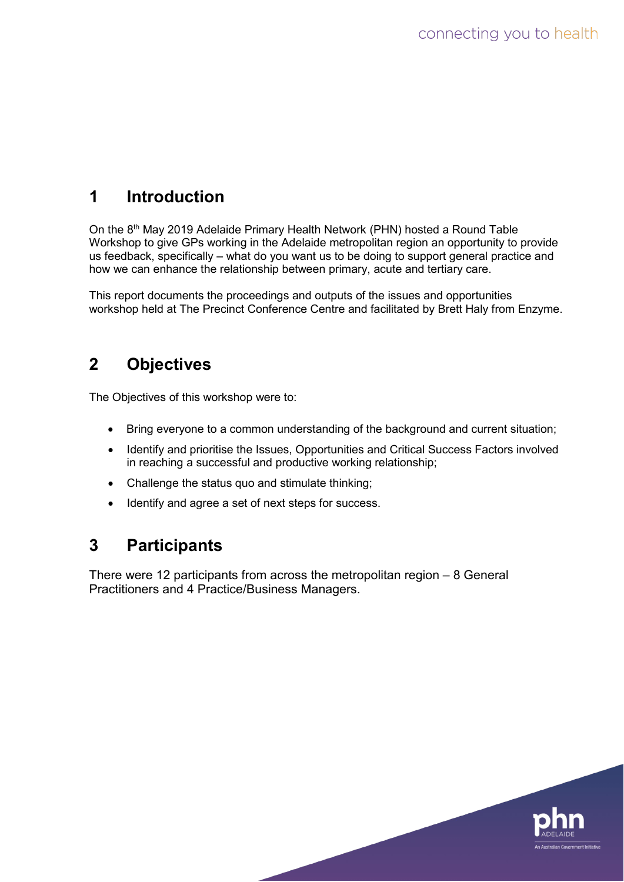# 1 Introduction

On the 8th May 2019 Adelaide Primary Health Network (PHN) hosted a Round Table Workshop to give GPs working in the Adelaide metropolitan region an opportunity to provide us feedback, specifically – what do you want us to be doing to support general practice and how we can enhance the relationship between primary, acute and tertiary care.

This report documents the proceedings and outputs of the issues and opportunities workshop held at The Precinct Conference Centre and facilitated by Brett Haly from Enzyme.

# 2 Objectives

The Objectives of this workshop were to:

- Bring everyone to a common understanding of the background and current situation;
- Identify and prioritise the Issues, Opportunities and Critical Success Factors involved in reaching a successful and productive working relationship;
- Challenge the status quo and stimulate thinking;
- Identify and agree a set of next steps for success.

# 3 Participants

There were 12 participants from across the metropolitan region – 8 General Practitioners and 4 Practice/Business Managers.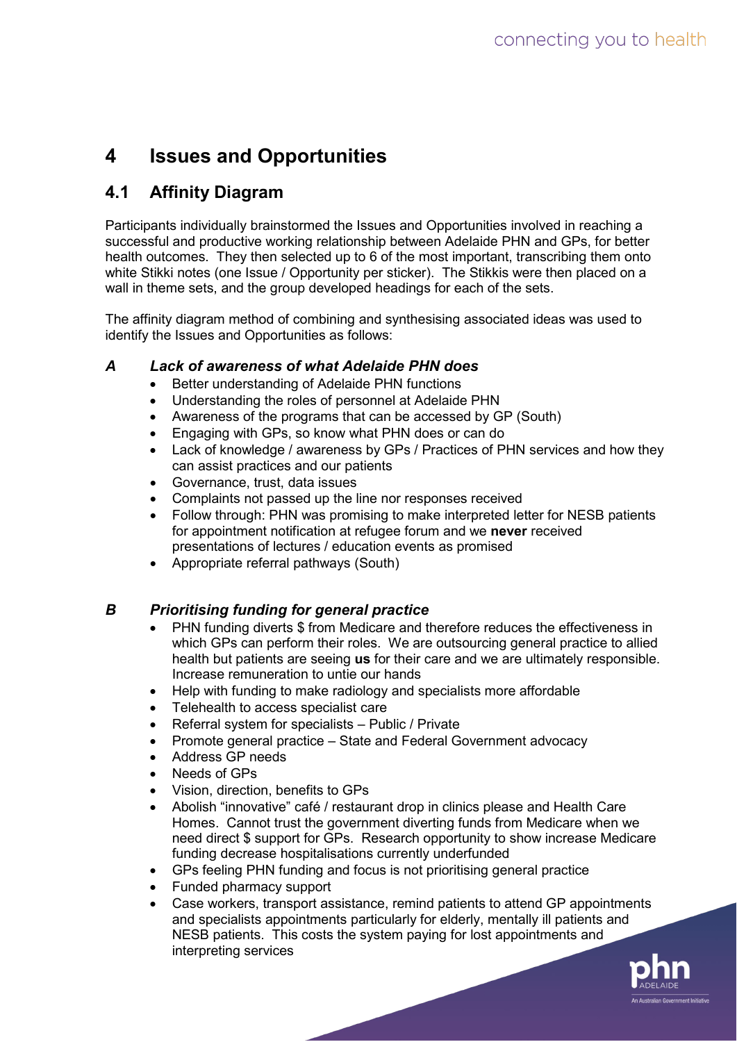# 4 Issues and Opportunities

## 4.1 Affinity Diagram

Participants individually brainstormed the Issues and Opportunities involved in reaching a successful and productive working relationship between Adelaide PHN and GPs, for better health outcomes. They then selected up to 6 of the most important, transcribing them onto white Stikki notes (one Issue / Opportunity per sticker). The Stikkis were then placed on a wall in theme sets, and the group developed headings for each of the sets.

The affinity diagram method of combining and synthesising associated ideas was used to identify the Issues and Opportunities as follows:

### *A Lack of awareness of what Adelaide PHN does*

- Better understanding of Adelaide PHN functions
- Understanding the roles of personnel at Adelaide PHN
- Awareness of the programs that can be accessed by GP (South)
- Engaging with GPs, so know what PHN does or can do
- Lack of knowledge / awareness by GPs / Practices of PHN services and how they can assist practices and our patients
- Governance, trust, data issues
- Complaints not passed up the line nor responses received
- Follow through: PHN was promising to make interpreted letter for NESB patients for appointment notification at refugee forum and we **never** received presentations of lectures / education events as promised
- Appropriate referral pathways (South)

### *B Prioritising funding for general practice*

- PHN funding diverts $ from Medicare and therefore reduces the effectiveness in which GPs can perform their roles. We are outsourcing general practice to allied health but patients are seeing **us** for their care and we are ultimately responsible. Increase remuneration to untie our hands
- Help with funding to make radiology and specialists more affordable
- Telehealth to access specialist care
- Referral system for specialists – Public / Private
- Promote general practice – State and Federal Government advocacy
- Address GP needs
- Needs of GPs
- Vision, direction, benefits to GPs
- Abolish "innovative" café / restaurant drop in clinics please and Health Care Homes. Cannot trust the government diverting funds from Medicare when we need direct $ support for GPs. Research opportunity to show increase Medicare funding decrease hospitalisations currently underfunded
- GPs feeling PHN funding and focus is not prioritising general practice
- Funded pharmacy support
- Case workers, transport assistance, remind patients to attend GP appointments and specialists appointments particularly for elderly, mentally ill patients and NESB patients. This costs the system paying for lost appointments and interpreting services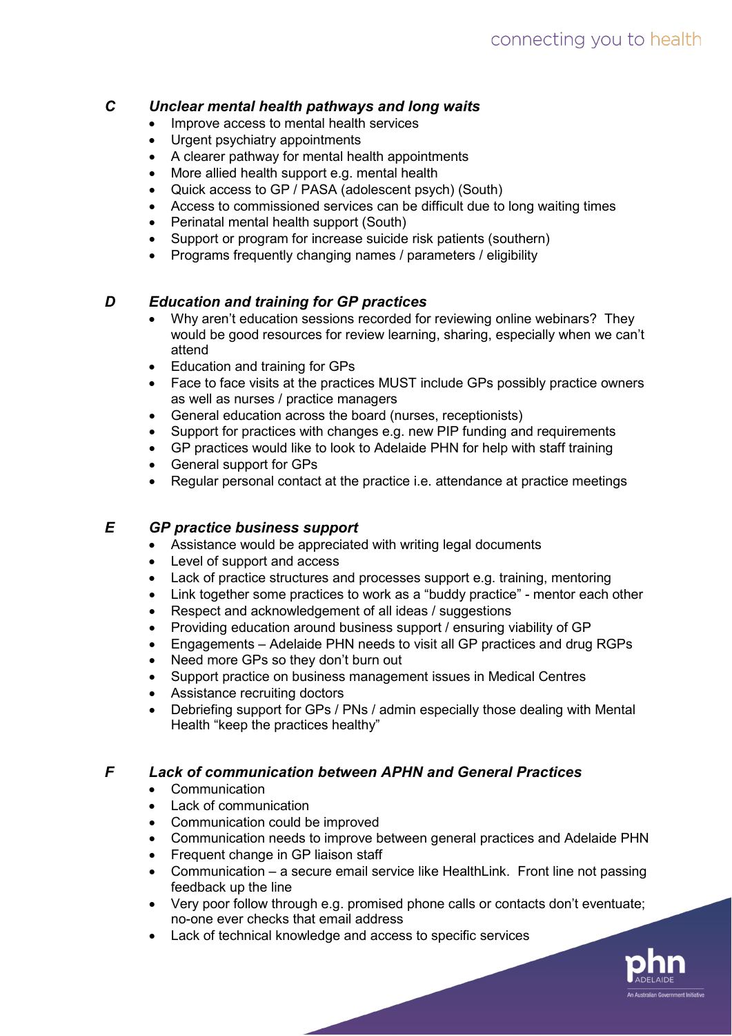## C Unclear mental health pathways and long waits

- Improve access to mental health services
- Urgent psychiatry appointments
- A clearer pathway for mental health appointments
- More allied health support e.g. mental health
- Quick access to GP / PASA (adolescent psych) (South)
- Access to commissioned services can be difficult due to long waiting times
- Perinatal mental health support (South)
- Support or program for increase suicide risk patients (southern)
- Programs frequently changing names / parameters / eligibility

## D Education and training for GP practices

- Why aren't education sessions recorded for reviewing online webinars? They would be good resources for review learning, sharing, especially when we can't attend
- Education and training for GPs
- Face to face visits at the practices MUST include GPs possibly practice owners as well as nurses / practice managers
- General education across the board (nurses, receptionists)
- Support for practices with changes e.g. new PIP funding and requirements
- GP practices would like to look to Adelaide PHN for help with staff training
- General support for GPs
- Regular personal contact at the practice i.e. attendance at practice meetings

## E GP practice business support

- Assistance would be appreciated with writing legal documents
- Level of support and access
- Lack of practice structures and processes support e.g. training, mentoring
- Link together some practices to work as a "buddy practice" - mentor each other
- Respect and acknowledgement of all ideas / suggestions
- Providing education around business support / ensuring viability of GP
- Engagements – Adelaide PHN needs to visit all GP practices and drug RGPs
- Need more GPs so they don't burn out
- Support practice on business management issues in Medical Centres
- Assistance recruiting doctors
- Debriefing support for GPs / PNs / admin especially those dealing with Mental Health "keep the practices healthy"

## F Lack of communication between APHN and General Practices

- Communication
- Lack of communication
- Communication could be improved
- Communication needs to improve between general practices and Adelaide PHN
- Frequent change in GP liaison staff
- Communication – a secure email service like HealthLink. Front line not passing feedback up the line
- Very poor follow through e.g. promised phone calls or contacts don't eventuate; no-one ever checks that email address
- Lack of technical knowledge and access to specific services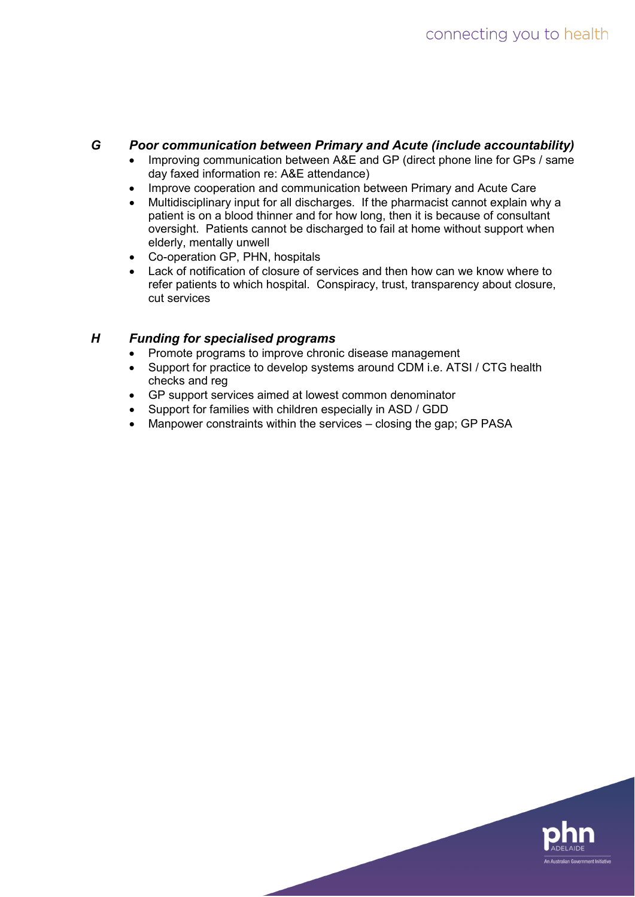### *G Poor communication between Primary and Acute (include accountability)*

- Improving communication between A&E and GP (direct phone line for GPs / same day faxed information re: A&E attendance)
- Improve cooperation and communication between Primary and Acute Care
- Multidisciplinary input for all discharges. If the pharmacist cannot explain why a patient is on a blood thinner and for how long, then it is because of consultant oversight. Patients cannot be discharged to fail at home without support when elderly, mentally unwell
- Co-operation GP, PHN, hospitals
- Lack of notification of closure of services and then how can we know where to refer patients to which hospital. Conspiracy, trust, transparency about closure, cut services

### *H Funding for specialised programs*

- Promote programs to improve chronic disease management
- Support for practice to develop systems around CDM i.e. ATSI / CTG health checks and reg
- GP support services aimed at lowest common denominator
- Support for families with children especially in ASD / GDD
- Manpower constraints within the services – closing the gap; GP PASA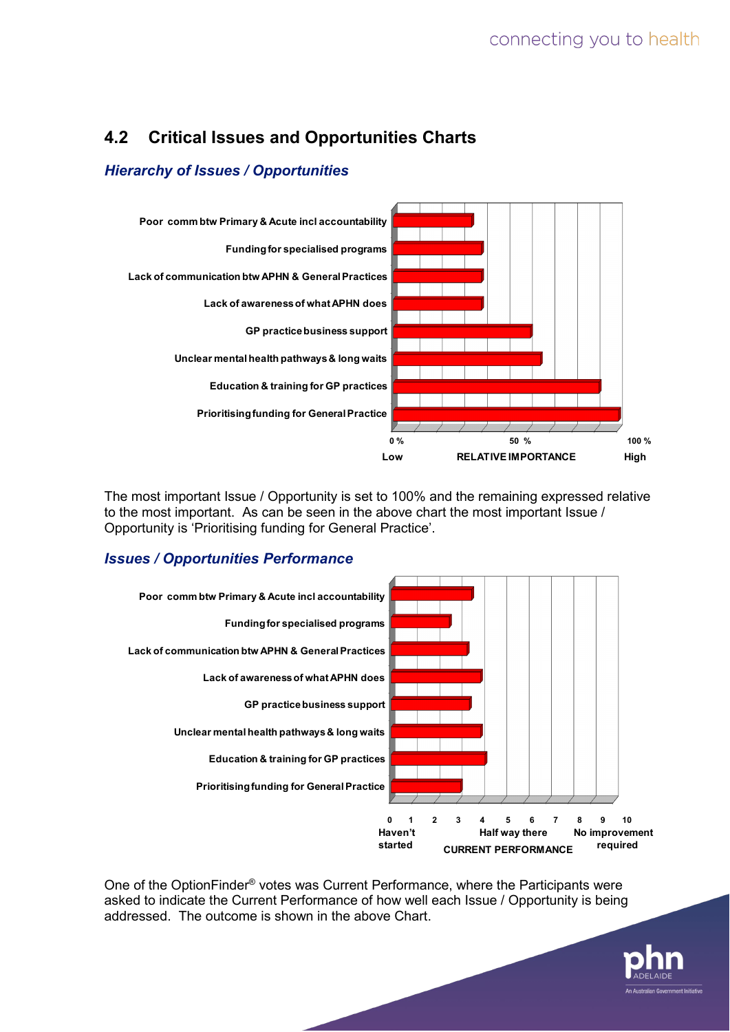## 4.2 Critical Issues and Opportunities Charts

### *Hierarchy of Issues / Opportunities*

Poor comm btw Primary & Acute incl accountability

Funding for specialised programs

Lack of communication btw APHN & General Practices

Lack of awareness of what APHN does

GP practice business support

Unclear mental health pathways & long waits

Education & training for GP practices

Prioritising funding for General Practice

0 % 50 % 100 %

Low RELATIVE IMPORTANCE High

The most important Issue / Opportunity is set to 100% and the remaining expressed relative to the most important. As can be seen in the above chart the most important Issue / Opportunity is 'Prioritising funding for General Practice'.

### *Issues / Opportunities Performance*

Poor comm btw Primary & Acute incl accountability

Funding for specialised programs

Lack of communication btw APHN & General Practices

Lack of awareness of what APHN does

GP practice business support

Unclear mental health pathways & long waits

Education & training for GP practices

Prioritising funding for General Practice

0 1 2 3 4 5 6 7 8 9 10

Haven't started Half way there No improvement required

CURRENT PERFORMANCE

One of the OptionFinder® votes was Current Performance, where the Participants were asked to indicate the Current Performance of how well each Issue / Opportunity is being addressed. The outcome is shown in the above Chart.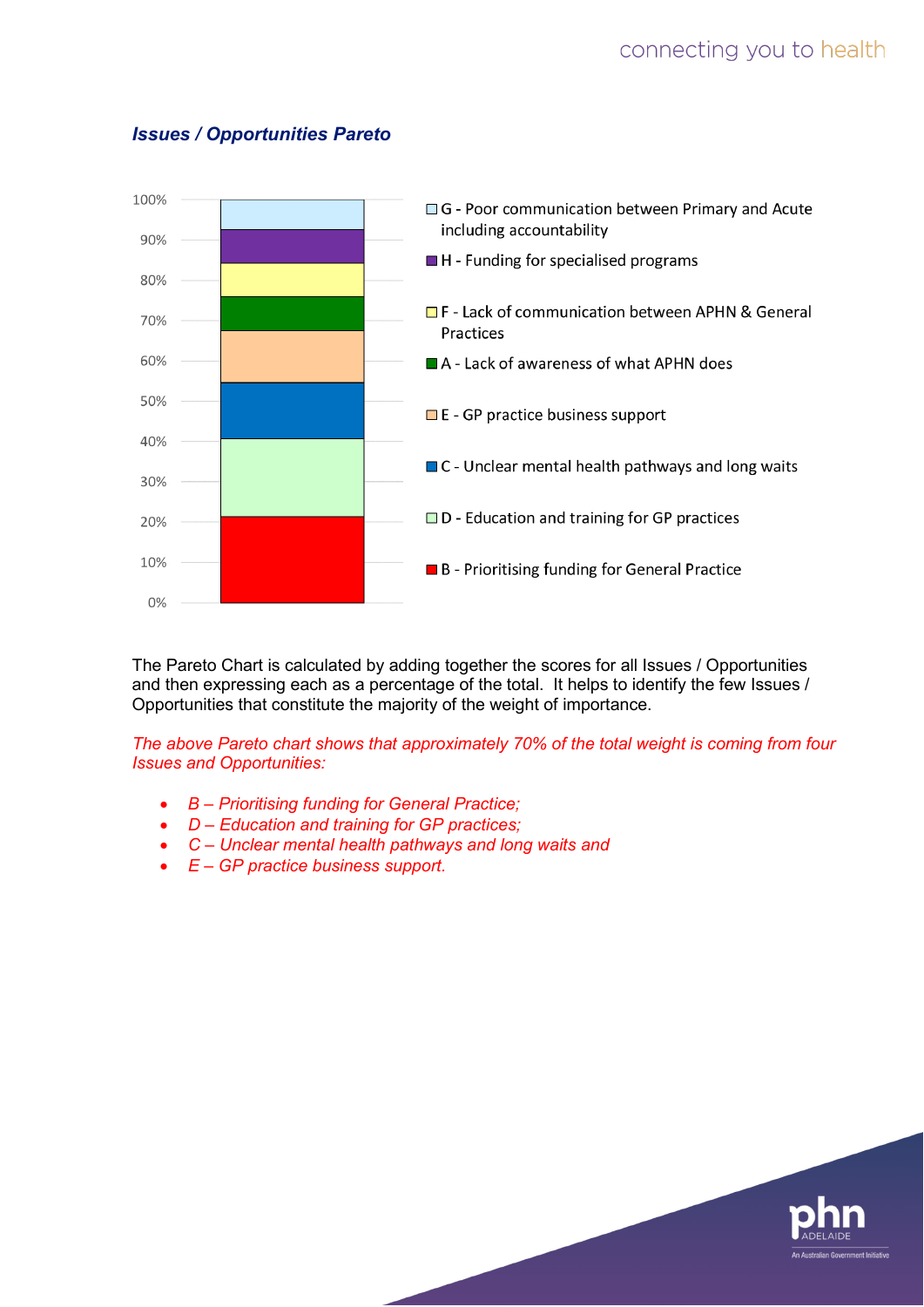### *Issues / Opportunities Pareto*

100%
90%
80%
70%
60%
50%
40%
30%
20%
10%
0%

G - Poor communication between Primary and Acute including accountability

H - Funding for specialised programs

F - Lack of communication between APHN & General Practices

A - Lack of awareness of what APHN does

E - GP practice business support

C - Unclear mental health pathways and long waits

D - Education and training for GP practices

B - Prioritising funding for General Practice

The Pareto Chart is calculated by adding together the scores for all Issues / Opportunities and then expressing each as a percentage of the total. It helps to identify the few Issues / Opportunities that constitute the majority of the weight of importance.

*The above Pareto chart shows that approximately 70% of the total weight is coming from four Issues and Opportunities:*

- *B – Prioritising funding for General Practice;*
- *D – Education and training for GP practices;*
- *C – Unclear mental health pathways and long waits and*
- *E – GP practice business support.*